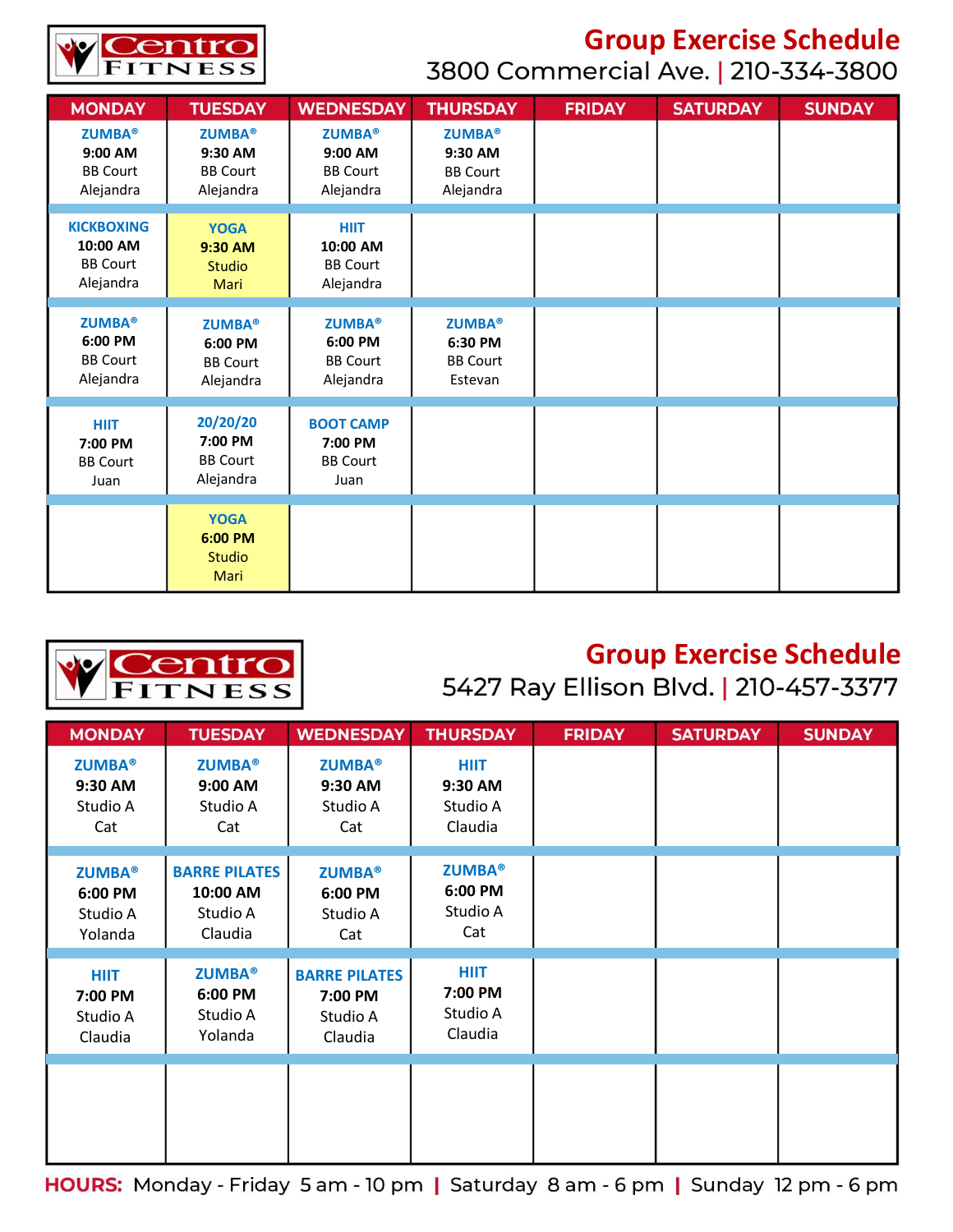Centro Fitness

# Group Exercise Schedule

3800 Commercial Ave. | 210-334-3800

| MONDAY | TUESDAY | WEDNESDAY | THURSDAY | FRIDAY | SATURDAY | SUNDAY |
|---|---|---|---|---|---|---|
| ZUMBA® 9:00 AM BB Court Alejandra | ZUMBA® 9:30 AM BB Court Alejandra | ZUMBA® 9:00 AM BB Court Alejandra | ZUMBA® 9:30 AM BB Court Alejandra | | | |
| KICKBOXING 10:00 AM BB Court Alejandra | YOGA 9:30 AM Studio Mari | HIIT 10:00 AM BB Court Alejandra | | | | |
| ZUMBA® 6:00 PM BB Court Alejandra | ZUMBA® 6:00 PM BB Court Alejandra | ZUMBA® 6:00 PM BB Court Alejandra | ZUMBA® 6:30 PM BB Court Estevan | | | |
| HIIT 7:00 PM BB Court Juan | 20/20/20 7:00 PM BB Court Alejandra | BOOT CAMP 7:00 PM BB Court Juan | | | | |
| | YOGA 6:00 PM Studio Mari | | | | | |

Centro Fitness

# Group Exercise Schedule

5427 Ray Ellison Blvd. | 210-457-3377

| MONDAY | TUESDAY | WEDNESDAY | THURSDAY | FRIDAY | SATURDAY | SUNDAY |
|---|---|---|---|---|---|---|
| ZUMBA® 9:30 AM Studio A Cat | ZUMBA® 9:00 AM Studio A Cat | ZUMBA® 9:30 AM Studio A Cat | HIIT 9:30 AM Studio A Claudia | | | |
| ZUMBA® 6:00 PM Studio A Yolanda | BARRE PILATES 10:00 AM Studio A Claudia | ZUMBA® 6:00 PM Studio A Cat | ZUMBA® 6:00 PM Studio A Cat | | | |
| HIIT 7:00 PM Studio A Claudia | ZUMBA® 6:00 PM Studio A Yolanda | BARRE PILATES 7:00 PM Studio A Claudia | HIIT 7:00 PM Studio A Claudia | | | |
| | | | | | | |

**HOURS:** Monday - Friday 5 am - 10 pm | Saturday 8 am - 6 pm | Sunday 12 pm - 6 pm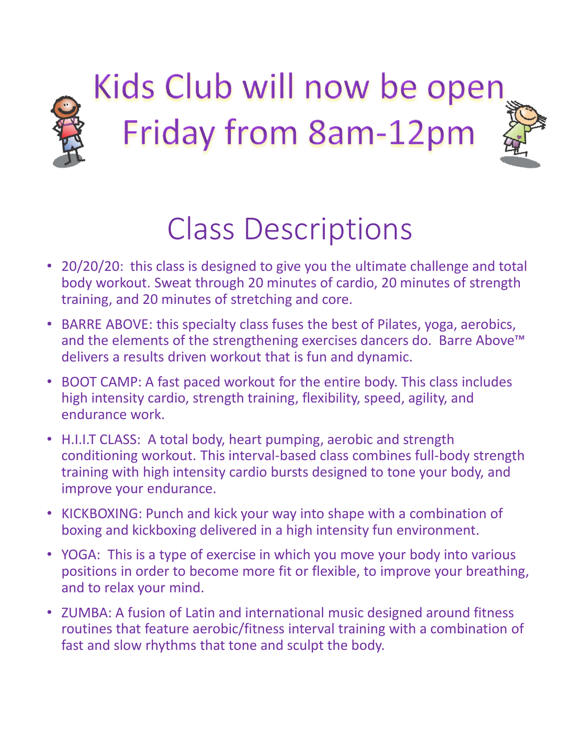# Kids Club will now be open Friday from 8am-12pm

## Class Descriptions

- 20/20/20: this class is designed to give you the ultimate challenge and total body workout. Sweat through 20 minutes of cardio, 20 minutes of strength training, and 20 minutes of stretching and core.
- BARRE ABOVE: this specialty class fuses the best of Pilates, yoga, aerobics, and the elements of the strengthening exercises dancers do. Barre Above™ delivers a results driven workout that is fun and dynamic.
- BOOT CAMP: A fast paced workout for the entire body. This class includes high intensity cardio, strength training, flexibility, speed, agility, and endurance work.
- H.I.I.T CLASS: A total body, heart pumping, aerobic and strength conditioning workout. This interval-based class combines full-body strength training with high intensity cardio bursts designed to tone your body, and improve your endurance.
- KICKBOXING: Punch and kick your way into shape with a combination of boxing and kickboxing delivered in a high intensity fun environment.
- YOGA: This is a type of exercise in which you move your body into various positions in order to become more fit or flexible, to improve your breathing, and to relax your mind.
- ZUMBA: A fusion of Latin and international music designed around fitness routines that feature aerobic/fitness interval training with a combination of fast and slow rhythms that tone and sculpt the body.